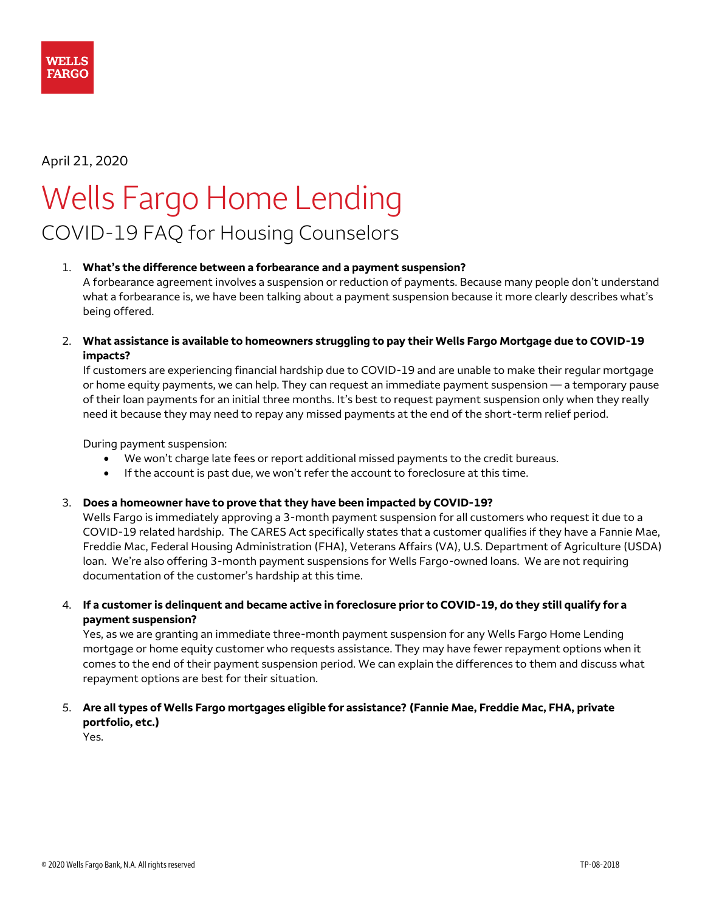WELLS FARGO

April 21, 2020

# Wells Fargo Home Lending

## COVID-19 FAQ for Housing Counselors

1. **What's the difference between a forbearance and a payment suspension?**
   A forbearance agreement involves a suspension or reduction of payments. Because many people don't understand what a forbearance is, we have been talking about a payment suspension because it more clearly describes what's being offered.

2. **What assistance is available to homeowners struggling to pay their Wells Fargo Mortgage due to COVID-19 impacts?**
   If customers are experiencing financial hardship due to COVID-19 and are unable to make their regular mortgage or home equity payments, we can help. They can request an immediate payment suspension — a temporary pause of their loan payments for an initial three months. It's best to request payment suspension only when they really need it because they may need to repay any missed payments at the end of the short-term relief period.

   During payment suspension:
   - We won't charge late fees or report additional missed payments to the credit bureaus.
   - If the account is past due, we won't refer the account to foreclosure at this time.

3. **Does a homeowner have to prove that they have been impacted by COVID-19?**
   Wells Fargo is immediately approving a 3-month payment suspension for all customers who request it due to a COVID-19 related hardship. The CARES Act specifically states that a customer qualifies if they have a Fannie Mae, Freddie Mac, Federal Housing Administration (FHA), Veterans Affairs (VA), U.S. Department of Agriculture (USDA) loan. We're also offering 3-month payment suspensions for Wells Fargo-owned loans. We are not requiring documentation of the customer's hardship at this time.

4. **If a customer is delinquent and became active in foreclosure prior to COVID-19, do they still qualify for a payment suspension?**
   Yes, as we are granting an immediate three-month payment suspension for any Wells Fargo Home Lending mortgage or home equity customer who requests assistance. They may have fewer repayment options when it comes to the end of their payment suspension period. We can explain the differences to them and discuss what repayment options are best for their situation.

5. **Are all types of Wells Fargo mortgages eligible for assistance? (Fannie Mae, Freddie Mac, FHA, private portfolio, etc.)**
   Yes.

© 2020 Wells Fargo Bank, N.A. All rights reserved TP-08-2018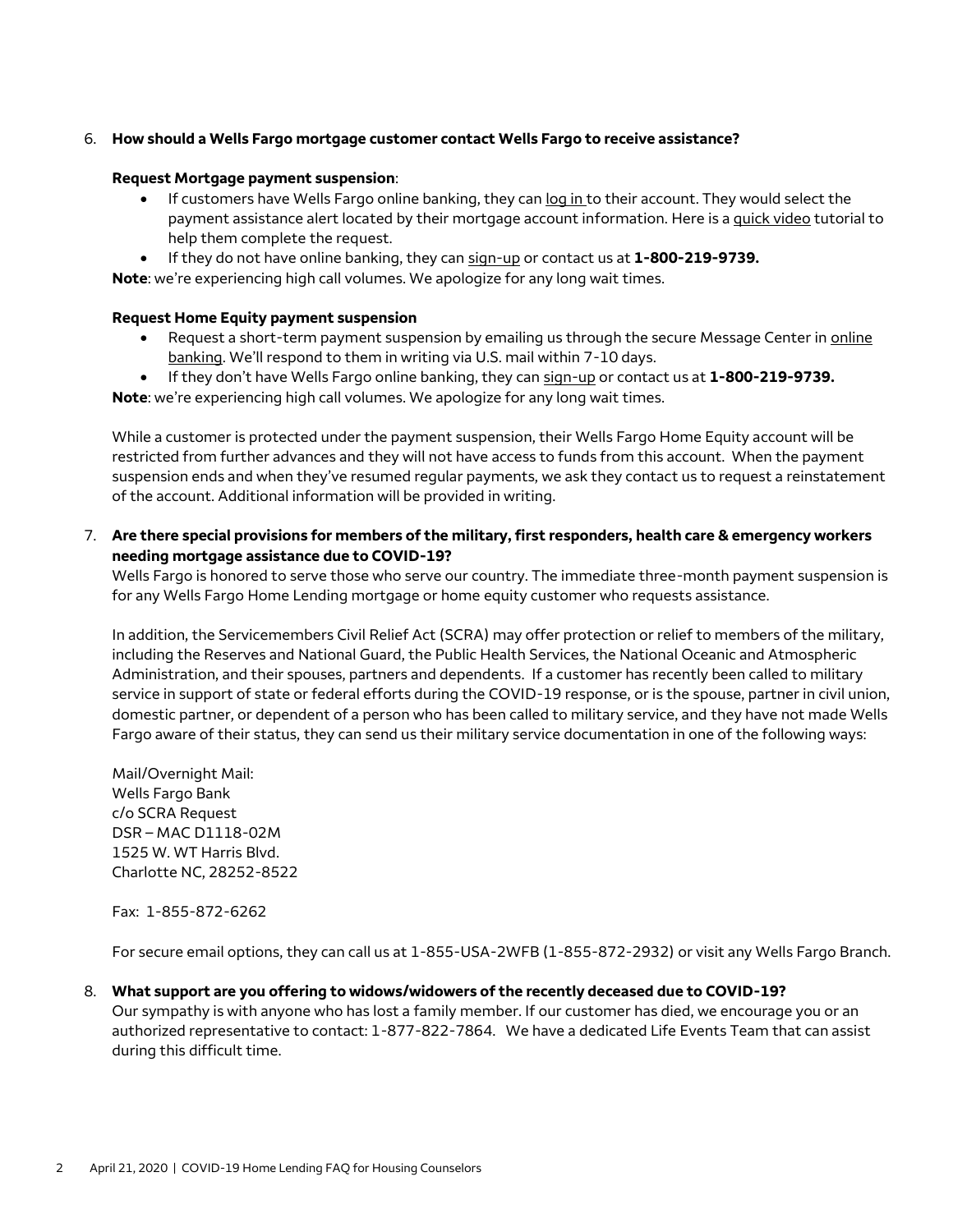6. **How should a Wells Fargo mortgage customer contact Wells Fargo to receive assistance?**

   **Request Mortgage payment suspension**:

   - If customers have Wells Fargo online banking, they can log in to their account. They would select the payment assistance alert located by their mortgage account information. Here is a quick video tutorial to help them complete the request.
   - If they do not have online banking, they can sign-up or contact us at **1-800-219-9739.**

   **Note**: we're experiencing high call volumes. We apologize for any long wait times.

   **Request Home Equity payment suspension**

   - Request a short-term payment suspension by emailing us through the secure Message Center in online banking. We'll respond to them in writing via U.S. mail within 7-10 days.
   - If they don't have Wells Fargo online banking, they can sign-up or contact us at **1-800-219-9739.**

   **Note**: we're experiencing high call volumes. We apologize for any long wait times.

   While a customer is protected under the payment suspension, their Wells Fargo Home Equity account will be restricted from further advances and they will not have access to funds from this account. When the payment suspension ends and when they've resumed regular payments, we ask they contact us to request a reinstatement of the account. Additional information will be provided in writing.

7. **Are there special provisions for members of the military, first responders, health care & emergency workers needing mortgage assistance due to COVID-19?**

   Wells Fargo is honored to serve those who serve our country. The immediate three-month payment suspension is for any Wells Fargo Home Lending mortgage or home equity customer who requests assistance.

   In addition, the Servicemembers Civil Relief Act (SCRA) may offer protection or relief to members of the military, including the Reserves and National Guard, the Public Health Services, the National Oceanic and Atmospheric Administration, and their spouses, partners and dependents. If a customer has recently been called to military service in support of state or federal efforts during the COVID-19 response, or is the spouse, partner in civil union, domestic partner, or dependent of a person who has been called to military service, and they have not made Wells Fargo aware of their status, they can send us their military service documentation in one of the following ways:

   Mail/Overnight Mail:
   Wells Fargo Bank
   c/o SCRA Request
   DSR – MAC D1118-02M
   1525 W. WT Harris Blvd.
   Charlotte NC, 28252-8522

   Fax: 1-855-872-6262

   For secure email options, they can call us at 1-855-USA-2WFB (1-855-872-2932) or visit any Wells Fargo Branch.

8. **What support are you offering to widows/widowers of the recently deceased due to COVID-19?**

   Our sympathy is with anyone who has lost a family member. If our customer has died, we encourage you or an authorized representative to contact: 1-877-822-7864. We have a dedicated Life Events Team that can assist during this difficult time.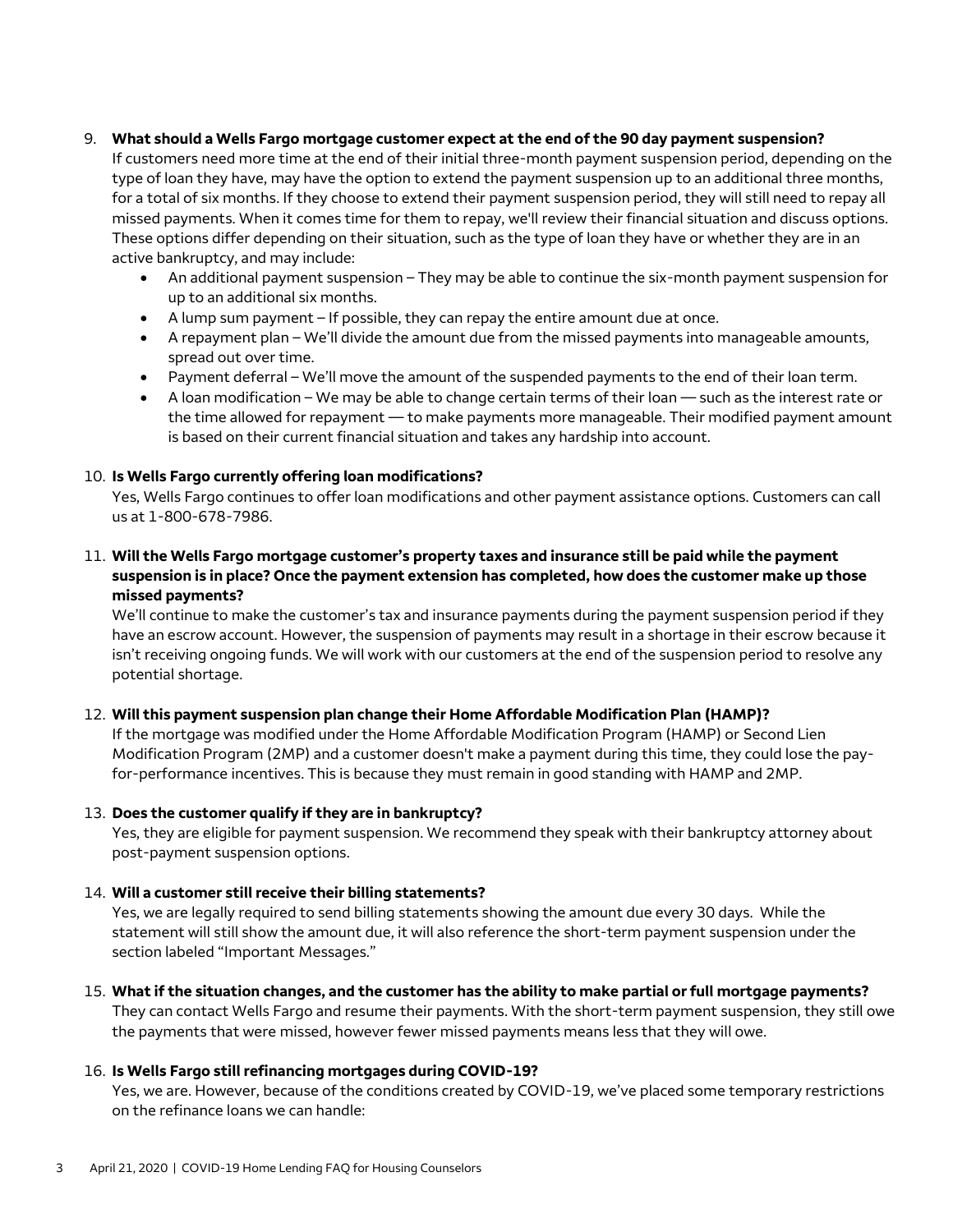9. **What should a Wells Fargo mortgage customer expect at the end of the 90 day payment suspension?**
   If customers need more time at the end of their initial three-month payment suspension period, depending on the type of loan they have, may have the option to extend the payment suspension up to an additional three months, for a total of six months. If they choose to extend their payment suspension period, they will still need to repay all missed payments. When it comes time for them to repay, we'll review their financial situation and discuss options. These options differ depending on their situation, such as the type of loan they have or whether they are in an active bankruptcy, and may include:
   - An additional payment suspension – They may be able to continue the six-month payment suspension for up to an additional six months.
   - A lump sum payment – If possible, they can repay the entire amount due at once.
   - A repayment plan – We'll divide the amount due from the missed payments into manageable amounts, spread out over time.
   - Payment deferral – We'll move the amount of the suspended payments to the end of their loan term.
   - A loan modification – We may be able to change certain terms of their loan — such as the interest rate or the time allowed for repayment — to make payments more manageable. Their modified payment amount is based on their current financial situation and takes any hardship into account.

10. **Is Wells Fargo currently offering loan modifications?**
    Yes, Wells Fargo continues to offer loan modifications and other payment assistance options. Customers can call us at 1-800-678-7986.

11. **Will the Wells Fargo mortgage customer's property taxes and insurance still be paid while the payment suspension is in place? Once the payment extension has completed, how does the customer make up those missed payments?**
    We'll continue to make the customer's tax and insurance payments during the payment suspension period if they have an escrow account. However, the suspension of payments may result in a shortage in their escrow because it isn't receiving ongoing funds. We will work with our customers at the end of the suspension period to resolve any potential shortage.

12. **Will this payment suspension plan change their Home Affordable Modification Plan (HAMP)?**
    If the mortgage was modified under the Home Affordable Modification Program (HAMP) or Second Lien Modification Program (2MP) and a customer doesn't make a payment during this time, they could lose the pay-for-performance incentives. This is because they must remain in good standing with HAMP and 2MP.

13. **Does the customer qualify if they are in bankruptcy?**
    Yes, they are eligible for payment suspension. We recommend they speak with their bankruptcy attorney about post-payment suspension options.

14. **Will a customer still receive their billing statements?**
    Yes, we are legally required to send billing statements showing the amount due every 30 days. While the statement will still show the amount due, it will also reference the short-term payment suspension under the section labeled "Important Messages."

15. **What if the situation changes, and the customer has the ability to make partial or full mortgage payments?**
    They can contact Wells Fargo and resume their payments. With the short-term payment suspension, they still owe the payments that were missed, however fewer missed payments means less that they will owe.

16. **Is Wells Fargo still refinancing mortgages during COVID-19?**
    Yes, we are. However, because of the conditions created by COVID-19, we've placed some temporary restrictions on the refinance loans we can handle: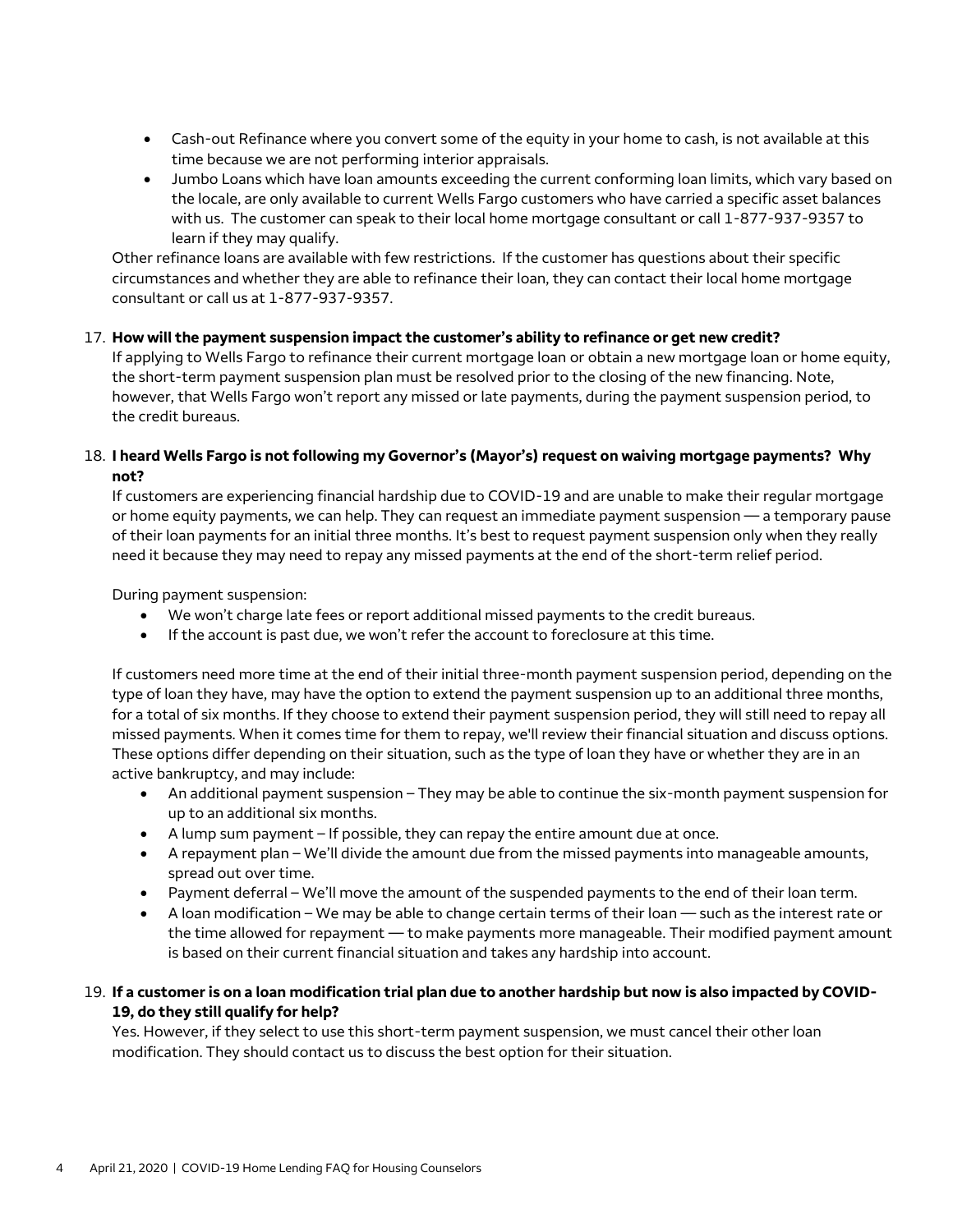- Cash-out Refinance where you convert some of the equity in your home to cash, is not available at this time because we are not performing interior appraisals.
- Jumbo Loans which have loan amounts exceeding the current conforming loan limits, which vary based on the locale, are only available to current Wells Fargo customers who have carried a specific asset balances with us. The customer can speak to their local home mortgage consultant or call 1-877-937-9357 to learn if they may qualify.

Other refinance loans are available with few restrictions. If the customer has questions about their specific circumstances and whether they are able to refinance their loan, they can contact their local home mortgage consultant or call us at 1-877-937-9357.

17. **How will the payment suspension impact the customer's ability to refinance or get new credit?**
    If applying to Wells Fargo to refinance their current mortgage loan or obtain a new mortgage loan or home equity, the short-term payment suspension plan must be resolved prior to the closing of the new financing. Note, however, that Wells Fargo won't report any missed or late payments, during the payment suspension period, to the credit bureaus.

18. **I heard Wells Fargo is not following my Governor's (Mayor's) request on waiving mortgage payments? Why not?**
    If customers are experiencing financial hardship due to COVID-19 and are unable to make their regular mortgage or home equity payments, we can help. They can request an immediate payment suspension — a temporary pause of their loan payments for an initial three months. It's best to request payment suspension only when they really need it because they may need to repay any missed payments at the end of the short-term relief period.

    During payment suspension:
    - We won't charge late fees or report additional missed payments to the credit bureaus.
    - If the account is past due, we won't refer the account to foreclosure at this time.

    If customers need more time at the end of their initial three-month payment suspension period, depending on the type of loan they have, may have the option to extend the payment suspension up to an additional three months, for a total of six months. If they choose to extend their payment suspension period, they will still need to repay all missed payments. When it comes time for them to repay, we'll review their financial situation and discuss options. These options differ depending on their situation, such as the type of loan they have or whether they are in an active bankruptcy, and may include:
    - An additional payment suspension – They may be able to continue the six-month payment suspension for up to an additional six months.
    - A lump sum payment – If possible, they can repay the entire amount due at once.
    - A repayment plan – We'll divide the amount due from the missed payments into manageable amounts, spread out over time.
    - Payment deferral – We'll move the amount of the suspended payments to the end of their loan term.
    - A loan modification – We may be able to change certain terms of their loan — such as the interest rate or the time allowed for repayment — to make payments more manageable. Their modified payment amount is based on their current financial situation and takes any hardship into account.

19. **If a customer is on a loan modification trial plan due to another hardship but now is also impacted by COVID-19, do they still qualify for help?**
    Yes. However, if they select to use this short-term payment suspension, we must cancel their other loan modification. They should contact us to discuss the best option for their situation.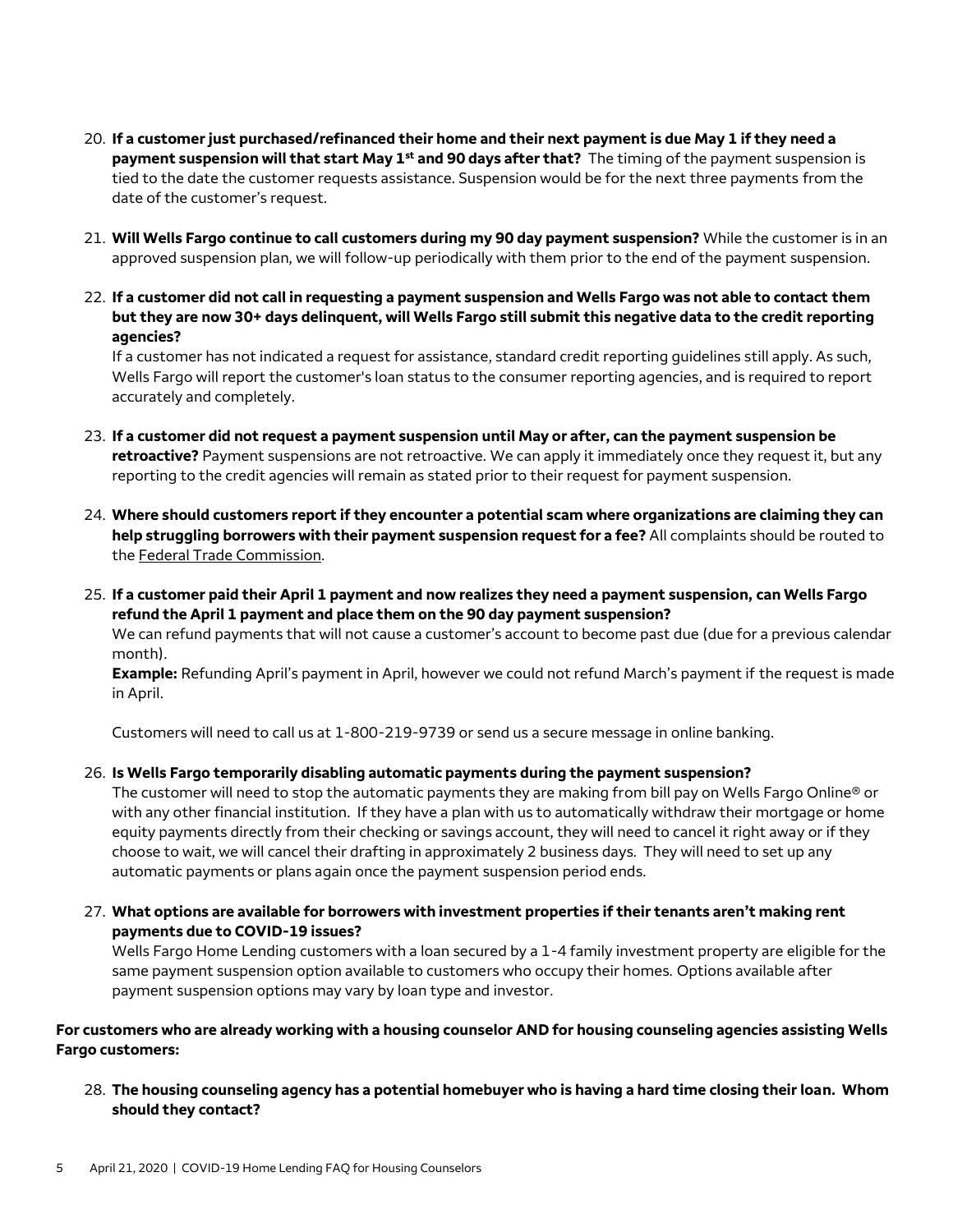20. **If a customer just purchased/refinanced their home and their next payment is due May 1 if they need a payment suspension will that start May 1st and 90 days after that?** The timing of the payment suspension is tied to the date the customer requests assistance. Suspension would be for the next three payments from the date of the customer's request.

21. **Will Wells Fargo continue to call customers during my 90 day payment suspension?** While the customer is in an approved suspension plan, we will follow-up periodically with them prior to the end of the payment suspension.

22. **If a customer did not call in requesting a payment suspension and Wells Fargo was not able to contact them but they are now 30+ days delinquent, will Wells Fargo still submit this negative data to the credit reporting agencies?**
    If a customer has not indicated a request for assistance, standard credit reporting guidelines still apply. As such, Wells Fargo will report the customer's loan status to the consumer reporting agencies, and is required to report accurately and completely.

23. **If a customer did not request a payment suspension until May or after, can the payment suspension be retroactive?** Payment suspensions are not retroactive. We can apply it immediately once they request it, but any reporting to the credit agencies will remain as stated prior to their request for payment suspension.

24. **Where should customers report if they encounter a potential scam where organizations are claiming they can help struggling borrowers with their payment suspension request for a fee?** All complaints should be routed to the Federal Trade Commission.

25. **If a customer paid their April 1 payment and now realizes they need a payment suspension, can Wells Fargo refund the April 1 payment and place them on the 90 day payment suspension?**
    We can refund payments that will not cause a customer's account to become past due (due for a previous calendar month).
    **Example:** Refunding April's payment in April, however we could not refund March's payment if the request is made in April.

    Customers will need to call us at 1-800-219-9739 or send us a secure message in online banking.

26. **Is Wells Fargo temporarily disabling automatic payments during the payment suspension?**
    The customer will need to stop the automatic payments they are making from bill pay on Wells Fargo Online® or with any other financial institution. If they have a plan with us to automatically withdraw their mortgage or home equity payments directly from their checking or savings account, they will need to cancel it right away or if they choose to wait, we will cancel their drafting in approximately 2 business days. They will need to set up any automatic payments or plans again once the payment suspension period ends.

27. **What options are available for borrowers with investment properties if their tenants aren't making rent payments due to COVID-19 issues?**
    Wells Fargo Home Lending customers with a loan secured by a 1-4 family investment property are eligible for the same payment suspension option available to customers who occupy their homes. Options available after payment suspension options may vary by loan type and investor.

**For customers who are already working with a housing counselor AND for housing counseling agencies assisting Wells Fargo customers:**

28. **The housing counseling agency has a potential homebuyer who is having a hard time closing their loan. Whom should they contact?**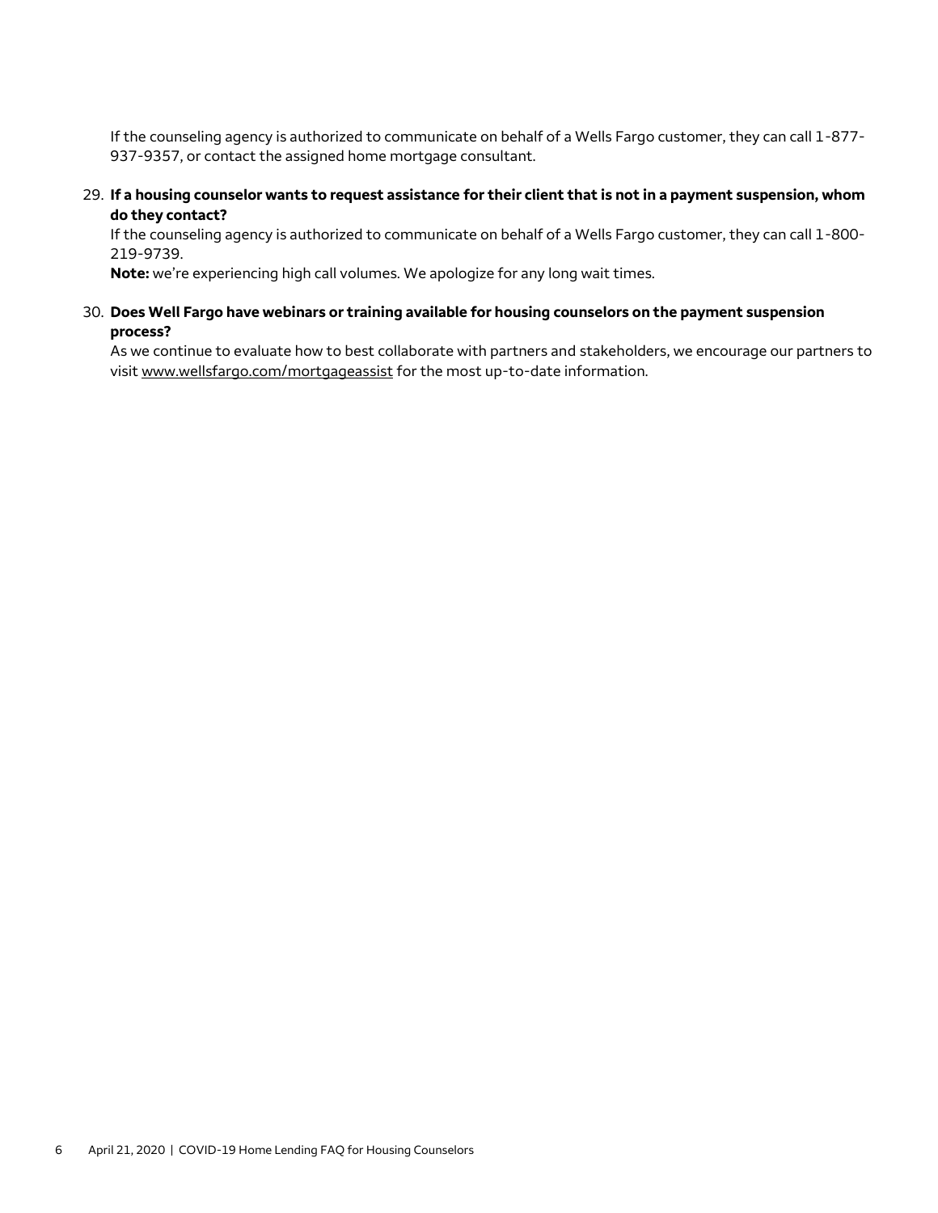If the counseling agency is authorized to communicate on behalf of a Wells Fargo customer, they can call 1-877-937-9357, or contact the assigned home mortgage consultant.

29. **If a housing counselor wants to request assistance for their client that is not in a payment suspension, whom do they contact?**
    If the counseling agency is authorized to communicate on behalf of a Wells Fargo customer, they can call 1-800-219-9739.
    **Note:** we're experiencing high call volumes. We apologize for any long wait times.

30. **Does Well Fargo have webinars or training available for housing counselors on the payment suspension process?**
    As we continue to evaluate how to best collaborate with partners and stakeholders, we encourage our partners to visit www.wellsfargo.com/mortgageassist for the most up-to-date information.